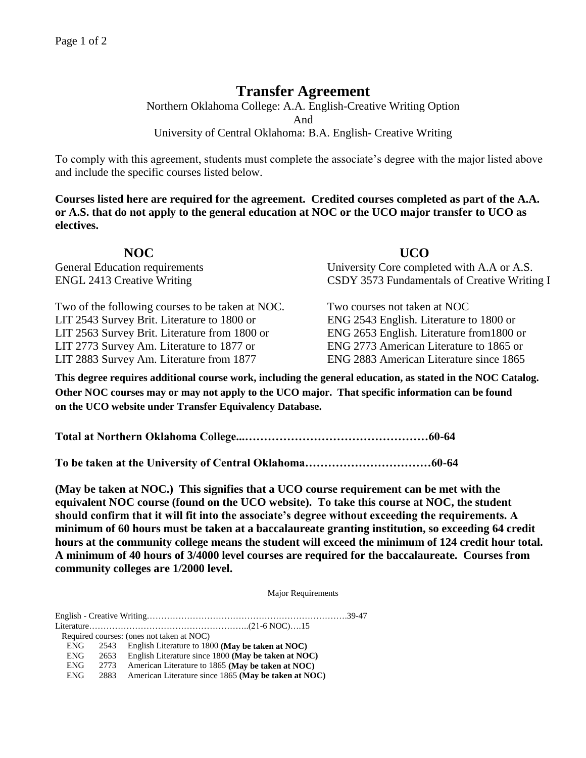# Transfer Agreement

Northern Oklahoma College: A.A. English-Creative Writing Option
And
University of Central Oklahoma: B.A. English- Creative Writing

To comply with this agreement, students must complete the associate's degree with the major listed above and include the specific courses listed below.

**Courses listed here are required for the agreement. Credited courses completed as part of the A.A. or A.S. that do not apply to the general education at NOC or the UCO major transfer to UCO as electives.**

| NOC | UCO |
| --- | --- |
| General Education requirements | University Core completed with A.A or A.S. |
| ENGL 2413 Creative Writing | CSDY 3573 Fundamentals of Creative Writing I |
| Two of the following courses to be taken at NOC. | Two courses not taken at NOC |
| LIT 2543 Survey Brit. Literature to 1800 or | ENG 2543 English. Literature to 1800 or |
| LIT 2563 Survey Brit. Literature from 1800 or | ENG 2653 English. Literature from1800 or |
| LIT 2773 Survey Am. Literature to 1877 or | ENG 2773 American Literature to 1865 or |
| LIT 2883 Survey Am. Literature from 1877 | ENG 2883 American Literature since 1865 |

**This degree requires additional course work, including the general education, as stated in the NOC Catalog. Other NOC courses may or may not apply to the UCO major. That specific information can be found on the UCO website under Transfer Equivalency Database.**

**Total at Northern Oklahoma College....…………………………………………60-64**

**To be taken at the University of Central Oklahoma……………………………60-64**

**(May be taken at NOC.) This signifies that a UCO course requirement can be met with the equivalent NOC course (found on the UCO website). To take this course at NOC, the student should confirm that it will fit into the associate's degree without exceeding the requirements. A minimum of 60 hours must be taken at a baccalaureate granting institution, so exceeding 64 credit hours at the community college means the student will exceed the minimum of 124 credit hour total. A minimum of 40 hours of 3/4000 level courses are required for the baccalaureate. Courses from community colleges are 1/2000 level.**

Major Requirements

English - Creative Writing……………………………………………………………….39-47

Literature………………………………………………..(21-6 NOC)….15

Required courses: (ones not taken at NOC)

| | | |
| --- | --- | --- |
| ENG | 2543 | English Literature to 1800 **(May be taken at NOC)** |
| ENG | 2653 | English Literature since 1800 **(May be taken at NOC)** |
| ENG | 2773 | American Literature to 1865 **(May be taken at NOC)** |
| ENG | 2883 | American Literature since 1865 **(May be taken at NOC)** |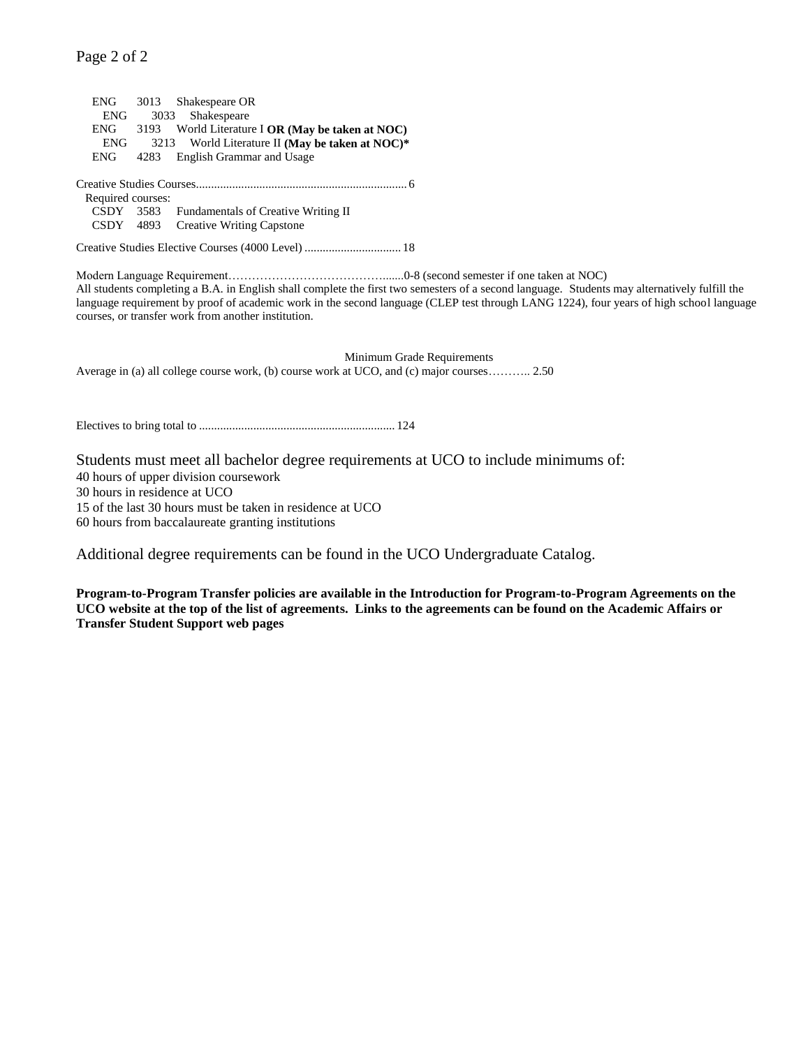ENG 3013 Shakespeare OR
  ENG 3033 Shakespeare
ENG 3193 World Literature I **OR (May be taken at NOC)**
  ENG 3213 World Literature II **(May be taken at NOC)***
ENG 4283 English Grammar and Usage

Creative Studies Courses...................................................................... 6
Required courses:
CSDY 3583 Fundamentals of Creative Writing II
CSDY 4893 Creative Writing Capstone

Creative Studies Elective Courses (4000 Level) ................................ 18

Modern Language Requirement……………………………………......0-8 (second semester if one taken at NOC)
All students completing a B.A. in English shall complete the first two semesters of a second language. Students may alternatively fulfill the language requirement by proof of academic work in the second language (CLEP test through LANG 1224), four years of high school language courses, or transfer work from another institution.

Minimum Grade Requirements

Average in (a) all college course work, (b) course work at UCO, and (c) major courses……….. 2.50

Electives to bring total to ................................................................. 124

Students must meet all bachelor degree requirements at UCO to include minimums of:
40 hours of upper division coursework
30 hours in residence at UCO
15 of the last 30 hours must be taken in residence at UCO
60 hours from baccalaureate granting institutions

Additional degree requirements can be found in the UCO Undergraduate Catalog.

**Program-to-Program Transfer policies are available in the Introduction for Program-to-Program Agreements on the UCO website at the top of the list of agreements. Links to the agreements can be found on the Academic Affairs or Transfer Student Support web pages**